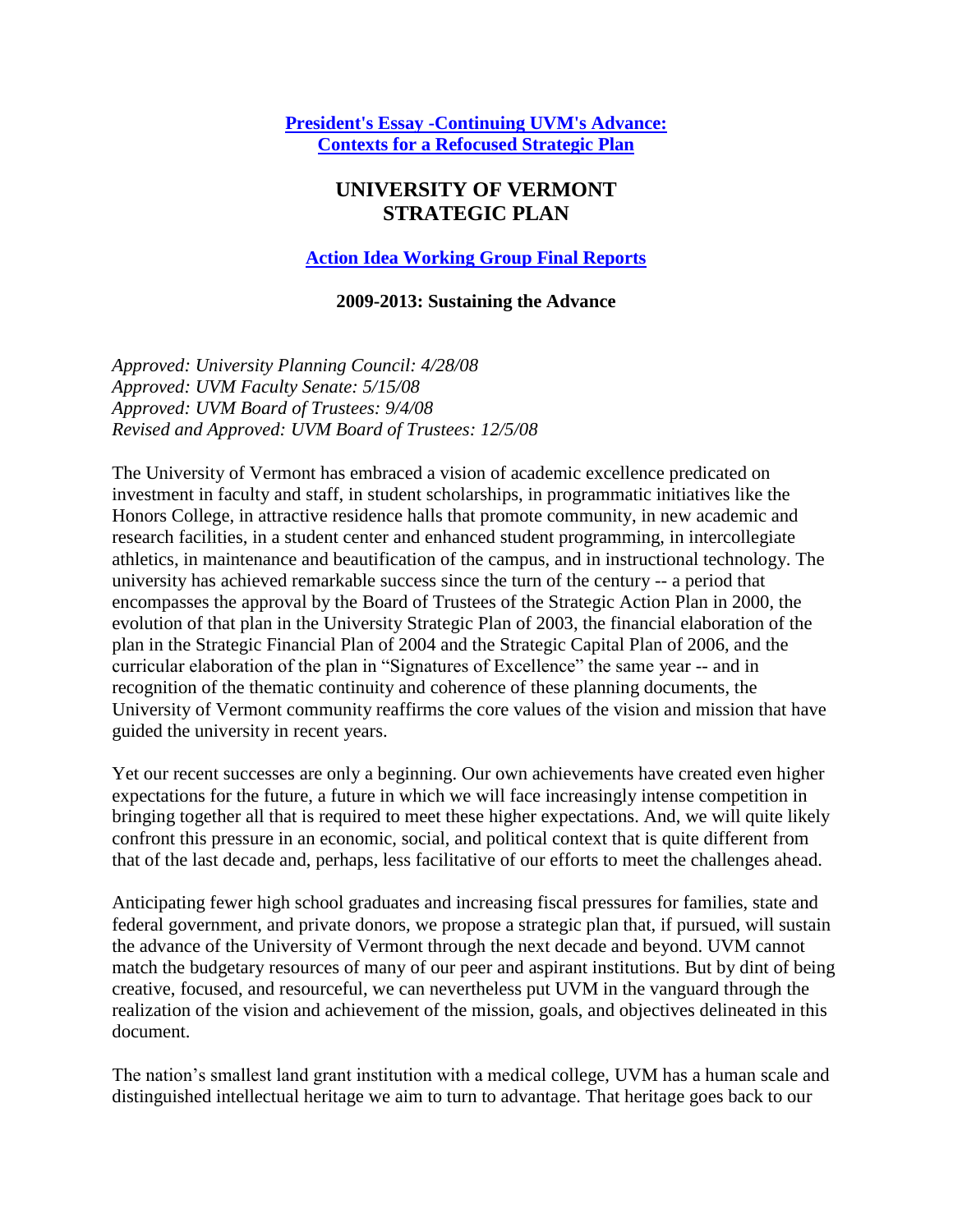**[President's Essay -Continuing UVM's Advance: Contexts for a Refocused Strategic Plan]**

# UNIVERSITY OF VERMONT STRATEGIC PLAN

**[Action Idea Working Group Final Reports]**

## 2009-2013: Sustaining the Advance

*Approved: University Planning Council: 4/28/08*
*Approved: UVM Faculty Senate: 5/15/08*
*Approved: UVM Board of Trustees: 9/4/08*
*Revised and Approved: UVM Board of Trustees: 12/5/08*

The University of Vermont has embraced a vision of academic excellence predicated on investment in faculty and staff, in student scholarships, in programmatic initiatives like the Honors College, in attractive residence halls that promote community, in new academic and research facilities, in a student center and enhanced student programming, in intercollegiate athletics, in maintenance and beautification of the campus, and in instructional technology. The university has achieved remarkable success since the turn of the century -- a period that encompasses the approval by the Board of Trustees of the Strategic Action Plan in 2000, the evolution of that plan in the University Strategic Plan of 2003, the financial elaboration of the plan in the Strategic Financial Plan of 2004 and the Strategic Capital Plan of 2006, and the curricular elaboration of the plan in "Signatures of Excellence" the same year -- and in recognition of the thematic continuity and coherence of these planning documents, the University of Vermont community reaffirms the core values of the vision and mission that have guided the university in recent years.

Yet our recent successes are only a beginning. Our own achievements have created even higher expectations for the future, a future in which we will face increasingly intense competition in bringing together all that is required to meet these higher expectations. And, we will quite likely confront this pressure in an economic, social, and political context that is quite different from that of the last decade and, perhaps, less facilitative of our efforts to meet the challenges ahead.

Anticipating fewer high school graduates and increasing fiscal pressures for families, state and federal government, and private donors, we propose a strategic plan that, if pursued, will sustain the advance of the University of Vermont through the next decade and beyond. UVM cannot match the budgetary resources of many of our peer and aspirant institutions. But by dint of being creative, focused, and resourceful, we can nevertheless put UVM in the vanguard through the realization of the vision and achievement of the mission, goals, and objectives delineated in this document.

The nation's smallest land grant institution with a medical college, UVM has a human scale and distinguished intellectual heritage we aim to turn to advantage. That heritage goes back to our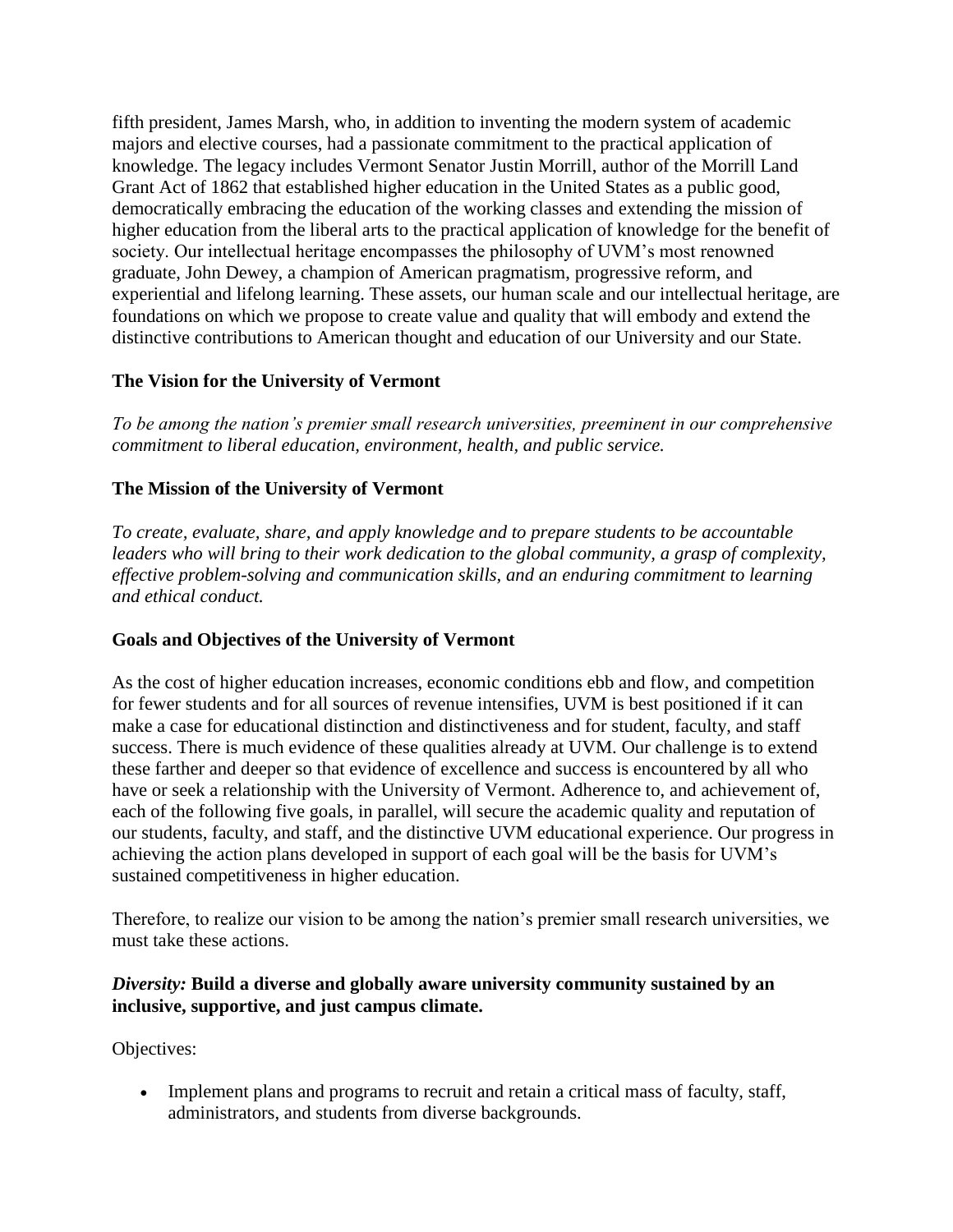fifth president, James Marsh, who, in addition to inventing the modern system of academic majors and elective courses, had a passionate commitment to the practical application of knowledge. The legacy includes Vermont Senator Justin Morrill, author of the Morrill Land Grant Act of 1862 that established higher education in the United States as a public good, democratically embracing the education of the working classes and extending the mission of higher education from the liberal arts to the practical application of knowledge for the benefit of society. Our intellectual heritage encompasses the philosophy of UVM's most renowned graduate, John Dewey, a champion of American pragmatism, progressive reform, and experiential and lifelong learning. These assets, our human scale and our intellectual heritage, are foundations on which we propose to create value and quality that will embody and extend the distinctive contributions to American thought and education of our University and our State.

### The Vision for the University of Vermont

*To be among the nation's premier small research universities, preeminent in our comprehensive commitment to liberal education, environment, health, and public service.*

### The Mission of the University of Vermont

*To create, evaluate, share, and apply knowledge and to prepare students to be accountable leaders who will bring to their work dedication to the global community, a grasp of complexity, effective problem-solving and communication skills, and an enduring commitment to learning and ethical conduct.*

### Goals and Objectives of the University of Vermont

As the cost of higher education increases, economic conditions ebb and flow, and competition for fewer students and for all sources of revenue intensifies, UVM is best positioned if it can make a case for educational distinction and distinctiveness and for student, faculty, and staff success. There is much evidence of these qualities already at UVM. Our challenge is to extend these farther and deeper so that evidence of excellence and success is encountered by all who have or seek a relationship with the University of Vermont. Adherence to, and achievement of, each of the following five goals, in parallel, will secure the academic quality and reputation of our students, faculty, and staff, and the distinctive UVM educational experience. Our progress in achieving the action plans developed in support of each goal will be the basis for UVM's sustained competitiveness in higher education.

Therefore, to realize our vision to be among the nation's premier small research universities, we must take these actions.

***Diversity:*** **Build a diverse and globally aware university community sustained by an inclusive, supportive, and just campus climate.**

Objectives:

- Implement plans and programs to recruit and retain a critical mass of faculty, staff, administrators, and students from diverse backgrounds.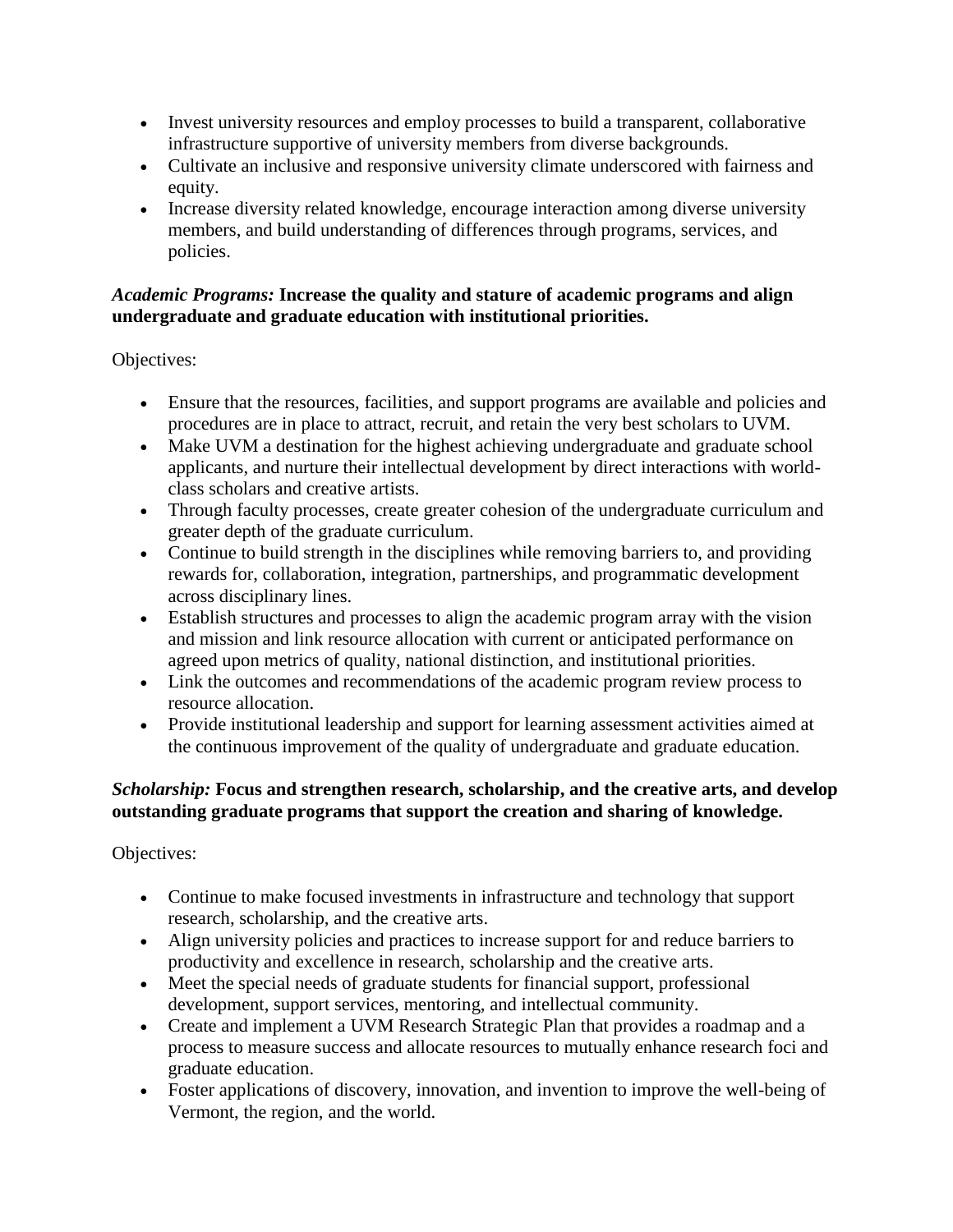- Invest university resources and employ processes to build a transparent, collaborative infrastructure supportive of university members from diverse backgrounds.
- Cultivate an inclusive and responsive university climate underscored with fairness and equity.
- Increase diversity related knowledge, encourage interaction among diverse university members, and build understanding of differences through programs, services, and policies.

***Academic Programs:*** **Increase the quality and stature of academic programs and align undergraduate and graduate education with institutional priorities.**

Objectives:

- Ensure that the resources, facilities, and support programs are available and policies and procedures are in place to attract, recruit, and retain the very best scholars to UVM.
- Make UVM a destination for the highest achieving undergraduate and graduate school applicants, and nurture their intellectual development by direct interactions with world-class scholars and creative artists.
- Through faculty processes, create greater cohesion of the undergraduate curriculum and greater depth of the graduate curriculum.
- Continue to build strength in the disciplines while removing barriers to, and providing rewards for, collaboration, integration, partnerships, and programmatic development across disciplinary lines.
- Establish structures and processes to align the academic program array with the vision and mission and link resource allocation with current or anticipated performance on agreed upon metrics of quality, national distinction, and institutional priorities.
- Link the outcomes and recommendations of the academic program review process to resource allocation.
- Provide institutional leadership and support for learning assessment activities aimed at the continuous improvement of the quality of undergraduate and graduate education.

***Scholarship:*** **Focus and strengthen research, scholarship, and the creative arts, and develop outstanding graduate programs that support the creation and sharing of knowledge.**

Objectives:

- Continue to make focused investments in infrastructure and technology that support research, scholarship, and the creative arts.
- Align university policies and practices to increase support for and reduce barriers to productivity and excellence in research, scholarship and the creative arts.
- Meet the special needs of graduate students for financial support, professional development, support services, mentoring, and intellectual community.
- Create and implement a UVM Research Strategic Plan that provides a roadmap and a process to measure success and allocate resources to mutually enhance research foci and graduate education.
- Foster applications of discovery, innovation, and invention to improve the well-being of Vermont, the region, and the world.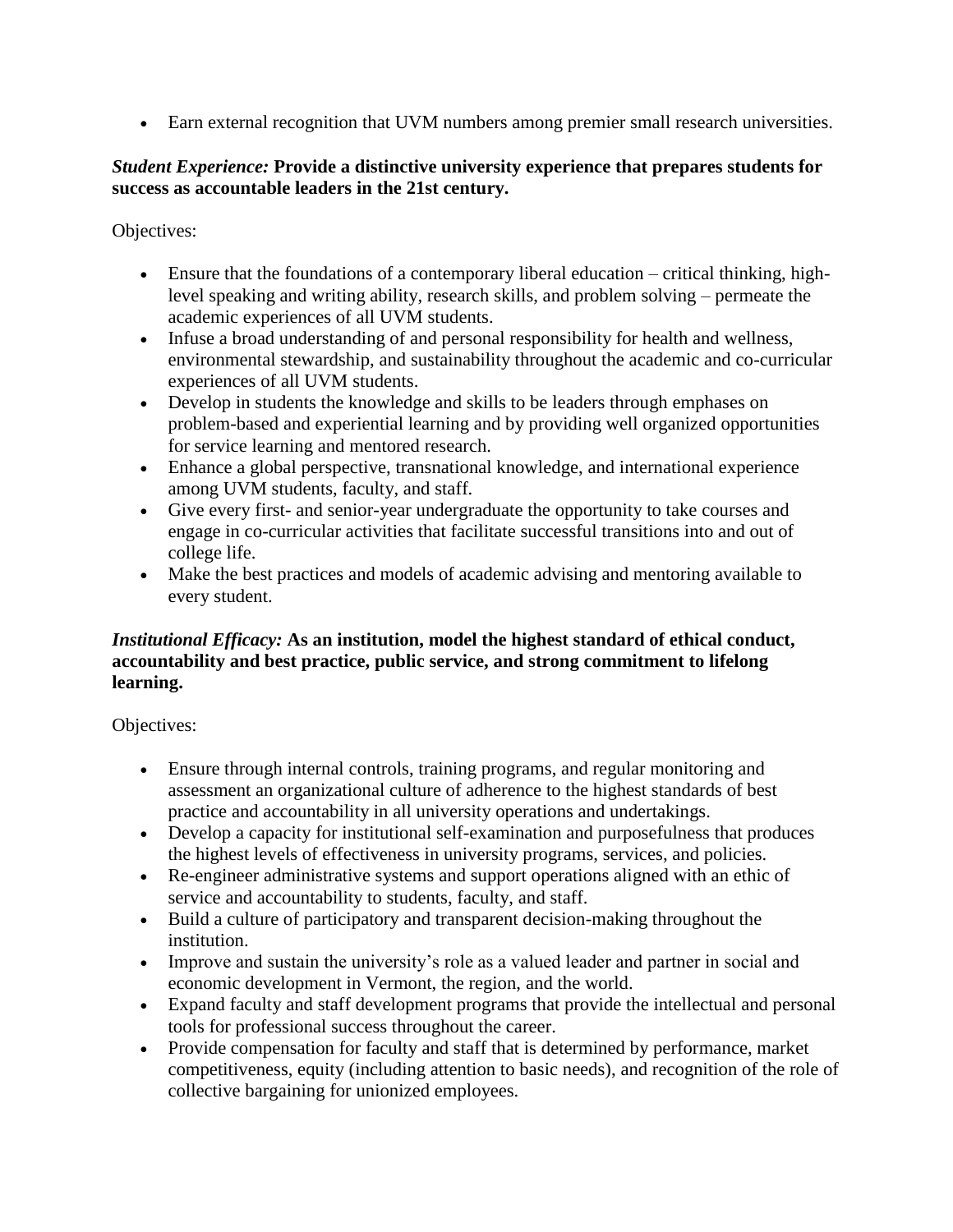- Earn external recognition that UVM numbers among premier small research universities.

***Student Experience:*** **Provide a distinctive university experience that prepares students for success as accountable leaders in the 21st century.**

Objectives:

- Ensure that the foundations of a contemporary liberal education – critical thinking, high-level speaking and writing ability, research skills, and problem solving – permeate the academic experiences of all UVM students.
- Infuse a broad understanding of and personal responsibility for health and wellness, environmental stewardship, and sustainability throughout the academic and co-curricular experiences of all UVM students.
- Develop in students the knowledge and skills to be leaders through emphases on problem-based and experiential learning and by providing well organized opportunities for service learning and mentored research.
- Enhance a global perspective, transnational knowledge, and international experience among UVM students, faculty, and staff.
- Give every first- and senior-year undergraduate the opportunity to take courses and engage in co-curricular activities that facilitate successful transitions into and out of college life.
- Make the best practices and models of academic advising and mentoring available to every student.

***Institutional Efficacy:*** **As an institution, model the highest standard of ethical conduct, accountability and best practice, public service, and strong commitment to lifelong learning.**

Objectives:

- Ensure through internal controls, training programs, and regular monitoring and assessment an organizational culture of adherence to the highest standards of best practice and accountability in all university operations and undertakings.
- Develop a capacity for institutional self-examination and purposefulness that produces the highest levels of effectiveness in university programs, services, and policies.
- Re-engineer administrative systems and support operations aligned with an ethic of service and accountability to students, faculty, and staff.
- Build a culture of participatory and transparent decision-making throughout the institution.
- Improve and sustain the university's role as a valued leader and partner in social and economic development in Vermont, the region, and the world.
- Expand faculty and staff development programs that provide the intellectual and personal tools for professional success throughout the career.
- Provide compensation for faculty and staff that is determined by performance, market competitiveness, equity (including attention to basic needs), and recognition of the role of collective bargaining for unionized employees.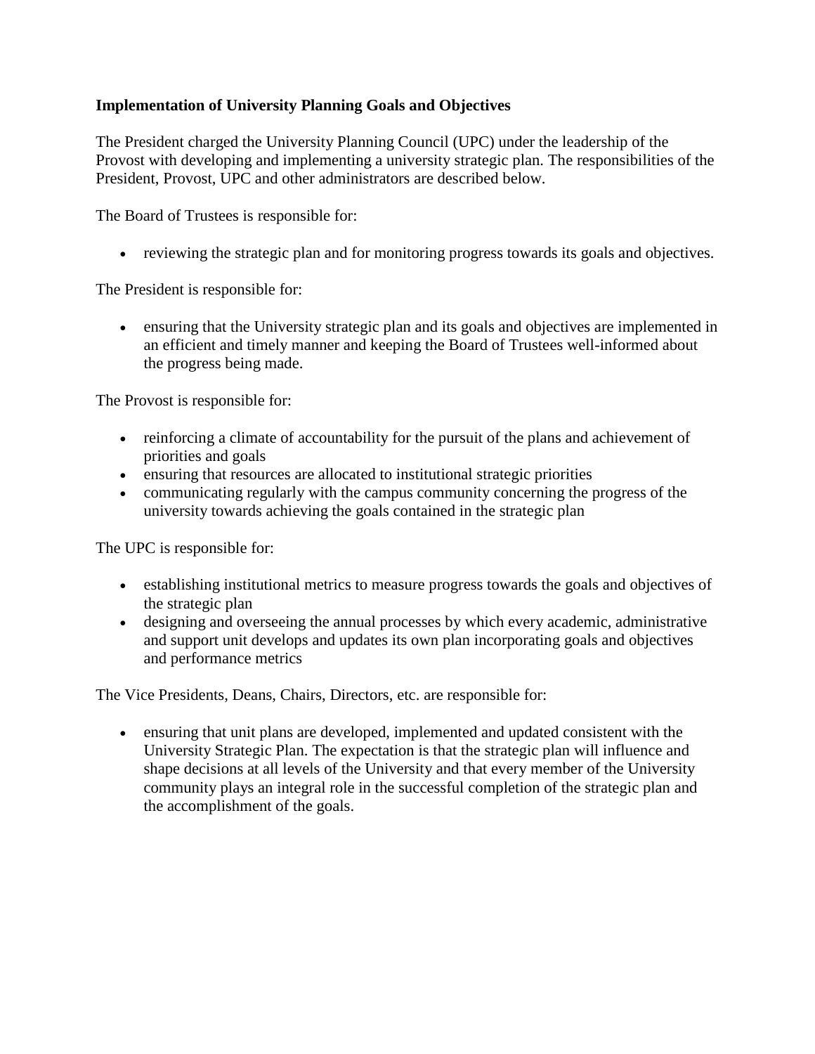**Implementation of University Planning Goals and Objectives**

The President charged the University Planning Council (UPC) under the leadership of the Provost with developing and implementing a university strategic plan. The responsibilities of the President, Provost, UPC and other administrators are described below.

The Board of Trustees is responsible for:

- reviewing the strategic plan and for monitoring progress towards its goals and objectives.

The President is responsible for:

- ensuring that the University strategic plan and its goals and objectives are implemented in an efficient and timely manner and keeping the Board of Trustees well-informed about the progress being made.

The Provost is responsible for:

- reinforcing a climate of accountability for the pursuit of the plans and achievement of priorities and goals
- ensuring that resources are allocated to institutional strategic priorities
- communicating regularly with the campus community concerning the progress of the university towards achieving the goals contained in the strategic plan

The UPC is responsible for:

- establishing institutional metrics to measure progress towards the goals and objectives of the strategic plan
- designing and overseeing the annual processes by which every academic, administrative and support unit develops and updates its own plan incorporating goals and objectives and performance metrics

The Vice Presidents, Deans, Chairs, Directors, etc. are responsible for:

- ensuring that unit plans are developed, implemented and updated consistent with the University Strategic Plan. The expectation is that the strategic plan will influence and shape decisions at all levels of the University and that every member of the University community plays an integral role in the successful completion of the strategic plan and the accomplishment of the goals.